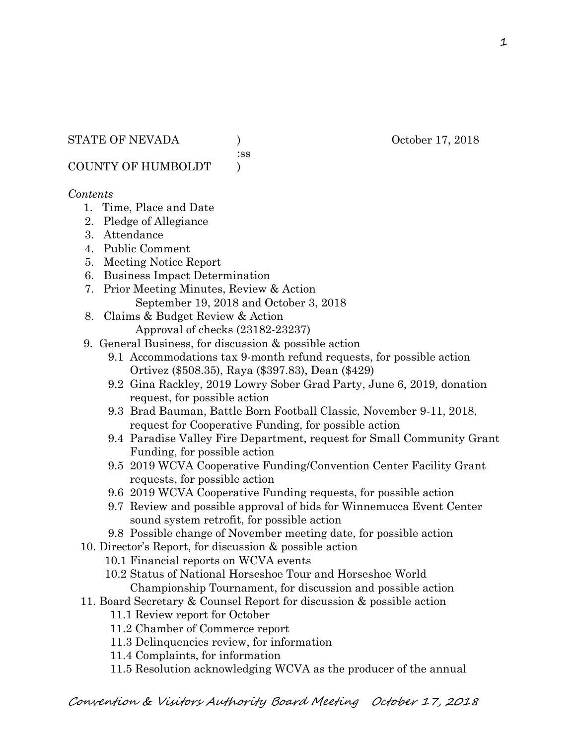STATE OF NEVADA ) October 17, 2018

:ss

COUNTY OF HUMBOLDT )

*Contents*

1. Time, Place and Date
2. Pledge of Allegiance
3. Attendance
4. Public Comment
5. Meeting Notice Report
6. Business Impact Determination
7. Prior Meeting Minutes, Review & Action
   September 19, 2018 and October 3, 2018
8. Claims & Budget Review & Action
   Approval of checks (23182-23237)
9. General Business, for discussion & possible action
   - 9.1 Accommodations tax 9-month refund requests, for possible action Ortivez ($508.35), Raya ($397.83), Dean ($429)
   - 9.2 Gina Rackley, 2019 Lowry Sober Grad Party, June 6, 2019, donation request, for possible action
   - 9.3 Brad Bauman, Battle Born Football Classic, November 9-11, 2018, request for Cooperative Funding, for possible action
   - 9.4 Paradise Valley Fire Department, request for Small Community Grant Funding, for possible action
   - 9.5 2019 WCVA Cooperative Funding/Convention Center Facility Grant requests, for possible action
   - 9.6 2019 WCVA Cooperative Funding requests, for possible action
   - 9.7 Review and possible approval of bids for Winnemucca Event Center sound system retrofit, for possible action
   - 9.8 Possible change of November meeting date, for possible action
10. Director's Report, for discussion & possible action
    - 10.1 Financial reports on WCVA events
    - 10.2 Status of National Horseshoe Tour and Horseshoe World Championship Tournament, for discussion and possible action
11. Board Secretary & Counsel Report for discussion & possible action
    - 11.1 Review report for October
    - 11.2 Chamber of Commerce report
    - 11.3 Delinquencies review, for information
    - 11.4 Complaints, for information
    - 11.5 Resolution acknowledging WCVA as the producer of the annual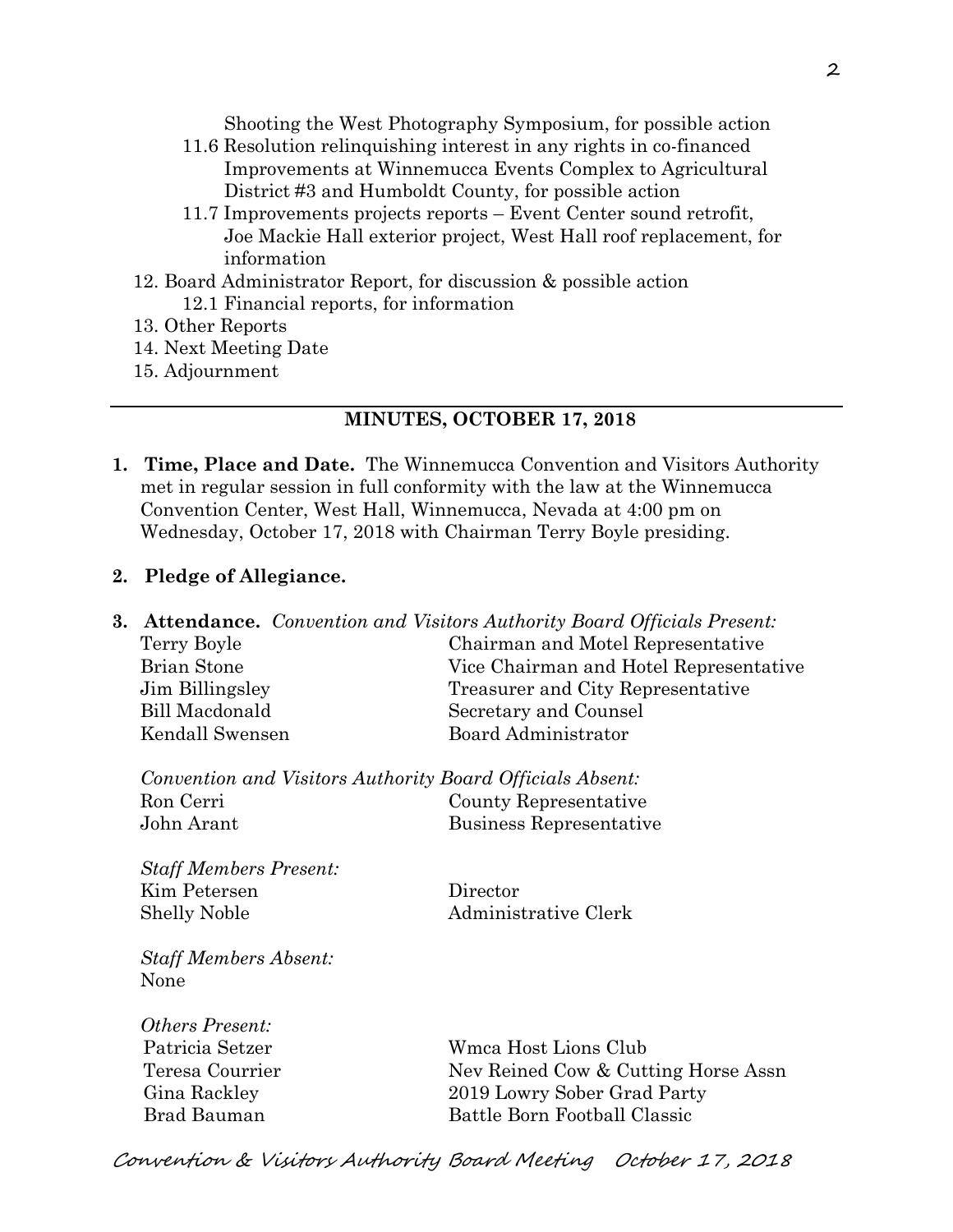Shooting the West Photography Symposium, for possible action

11.6 Resolution relinquishing interest in any rights in co-financed Improvements at Winnemucca Events Complex to Agricultural District #3 and Humboldt County, for possible action

11.7 Improvements projects reports – Event Center sound retrofit, Joe Mackie Hall exterior project, West Hall roof replacement, for information

12. Board Administrator Report, for discussion & possible action
    12.1 Financial reports, for information
13. Other Reports
14. Next Meeting Date
15. Adjournment

---

## MINUTES, OCTOBER 17, 2018

**1. Time, Place and Date.** The Winnemucca Convention and Visitors Authority met in regular session in full conformity with the law at the Winnemucca Convention Center, West Hall, Winnemucca, Nevada at 4:00 pm on Wednesday, October 17, 2018 with Chairman Terry Boyle presiding.

**2. Pledge of Allegiance.**

**3. Attendance.** *Convention and Visitors Authority Board Officials Present:*

| | |
|---|---|
| Terry Boyle | Chairman and Motel Representative |
| Brian Stone | Vice Chairman and Hotel Representative |
| Jim Billingsley | Treasurer and City Representative |
| Bill Macdonald | Secretary and Counsel |
| Kendall Swensen | Board Administrator |

*Convention and Visitors Authority Board Officials Absent:*

| | |
|---|---|
| Ron Cerri | County Representative |
| John Arant | Business Representative |

*Staff Members Present:*

| | |
|---|---|
| Kim Petersen | Director |
| Shelly Noble | Administrative Clerk |

*Staff Members Absent:*
None

*Others Present:*

| | |
|---|---|
| Patricia Setzer | Wmca Host Lions Club |
| Teresa Courrier | Nev Reined Cow & Cutting Horse Assn |
| Gina Rackley | 2019 Lowry Sober Grad Party |
| Brad Bauman | Battle Born Football Classic |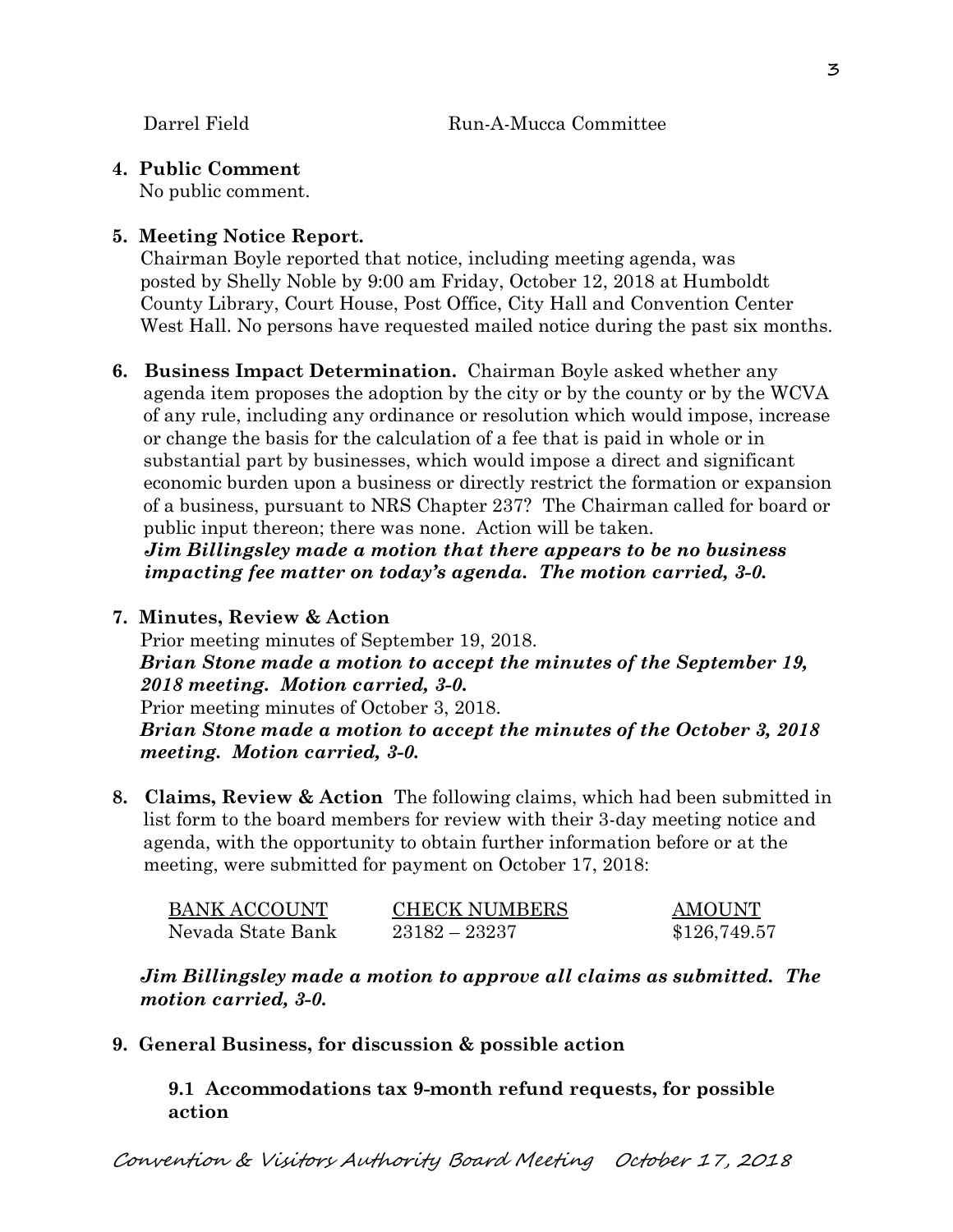Darrel Field Run-A-Mucca Committee

**4. Public Comment**
No public comment.

**5. Meeting Notice Report.**
Chairman Boyle reported that notice, including meeting agenda, was posted by Shelly Noble by 9:00 am Friday, October 12, 2018 at Humboldt County Library, Court House, Post Office, City Hall and Convention Center West Hall. No persons have requested mailed notice during the past six months.

**6. Business Impact Determination.** Chairman Boyle asked whether any agenda item proposes the adoption by the city or by the county or by the WCVA of any rule, including any ordinance or resolution which would impose, increase or change the basis for the calculation of a fee that is paid in whole or in substantial part by businesses, which would impose a direct and significant economic burden upon a business or directly restrict the formation or expansion of a business, pursuant to NRS Chapter 237? The Chairman called for board or public input thereon; there was none. Action will be taken.
***Jim Billingsley made a motion that there appears to be no business impacting fee matter on today's agenda. The motion carried, 3-0.***

**7. Minutes, Review & Action**
Prior meeting minutes of September 19, 2018.
***Brian Stone made a motion to accept the minutes of the September 19, 2018 meeting. Motion carried, 3-0.***
Prior meeting minutes of October 3, 2018.
***Brian Stone made a motion to accept the minutes of the October 3, 2018 meeting. Motion carried, 3-0.***

**8. Claims, Review & Action** The following claims, which had been submitted in list form to the board members for review with their 3-day meeting notice and agenda, with the opportunity to obtain further information before or at the meeting, were submitted for payment on October 17, 2018:

| BANK ACCOUNT | CHECK NUMBERS | AMOUNT |
|---|---|---|
| Nevada State Bank | 23182 – 23237 | $126,749.57 |

***Jim Billingsley made a motion to approve all claims as submitted. The motion carried, 3-0.***

**9. General Business, for discussion & possible action**

**9.1 Accommodations tax 9-month refund requests, for possible action**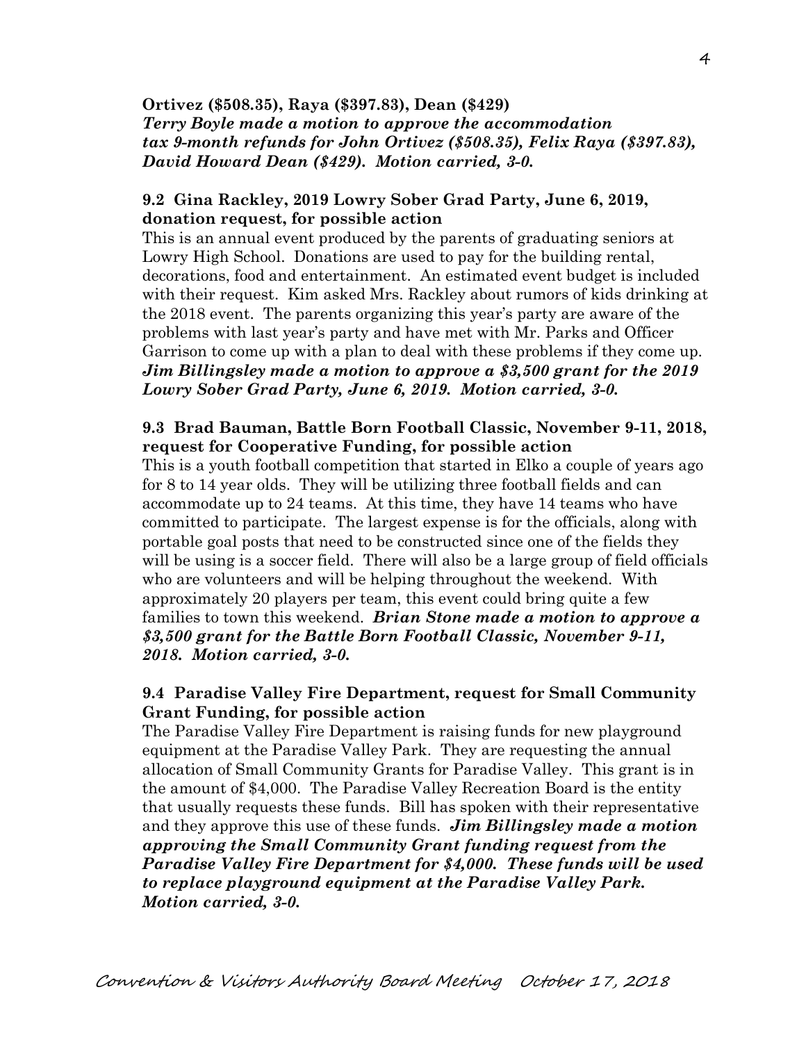**Ortivez ($508.35), Raya ($397.83), Dean ($429)**
***Terry Boyle made a motion to approve the accommodation tax 9-month refunds for John Ortivez ($508.35), Felix Raya ($397.83), David Howard Dean ($429). Motion carried, 3-0.***

**9.2 Gina Rackley, 2019 Lowry Sober Grad Party, June 6, 2019, donation request, for possible action**

This is an annual event produced by the parents of graduating seniors at Lowry High School. Donations are used to pay for the building rental, decorations, food and entertainment. An estimated event budget is included with their request. Kim asked Mrs. Rackley about rumors of kids drinking at the 2018 event. The parents organizing this year's party are aware of the problems with last year's party and have met with Mr. Parks and Officer Garrison to come up with a plan to deal with these problems if they come up. ***Jim Billingsley made a motion to approve a $3,500 grant for the 2019 Lowry Sober Grad Party, June 6, 2019. Motion carried, 3-0.***

**9.3 Brad Bauman, Battle Born Football Classic, November 9-11, 2018, request for Cooperative Funding, for possible action**

This is a youth football competition that started in Elko a couple of years ago for 8 to 14 year olds. They will be utilizing three football fields and can accommodate up to 24 teams. At this time, they have 14 teams who have committed to participate. The largest expense is for the officials, along with portable goal posts that need to be constructed since one of the fields they will be using is a soccer field. There will also be a large group of field officials who are volunteers and will be helping throughout the weekend. With approximately 20 players per team, this event could bring quite a few families to town this weekend. ***Brian Stone made a motion to approve a $3,500 grant for the Battle Born Football Classic, November 9-11, 2018. Motion carried, 3-0.***

**9.4 Paradise Valley Fire Department, request for Small Community Grant Funding, for possible action**

The Paradise Valley Fire Department is raising funds for new playground equipment at the Paradise Valley Park. They are requesting the annual allocation of Small Community Grants for Paradise Valley. This grant is in the amount of $4,000. The Paradise Valley Recreation Board is the entity that usually requests these funds. Bill has spoken with their representative and they approve this use of these funds. ***Jim Billingsley made a motion approving the Small Community Grant funding request from the Paradise Valley Fire Department for $4,000. These funds will be used to replace playground equipment at the Paradise Valley Park. Motion carried, 3-0.***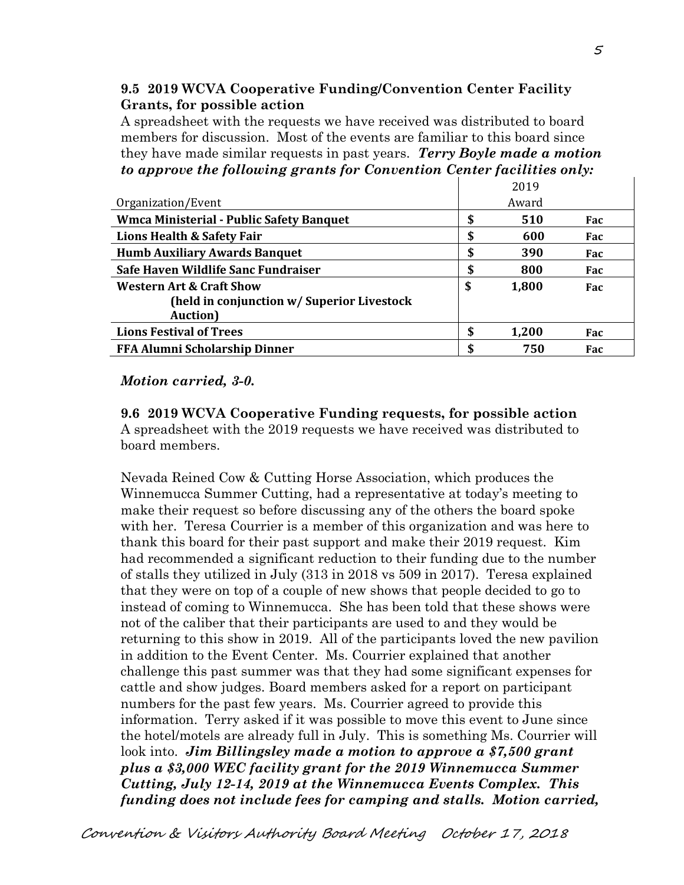**9.5 2019 WCVA Cooperative Funding/Convention Center Facility Grants, for possible action**

A spreadsheet with the requests we have received was distributed to board members for discussion. Most of the events are familiar to this board since they have made similar requests in past years. ***Terry Boyle made a motion to approve the following grants for Convention Center facilities only:***

| Organization/Event | 2019 Award | |
|---|---|---|
| **Wmca Ministerial - Public Safety Banquet** | **$ 510** | **Fac** |
| **Lions Health & Safety Fair** | **$ 600** | **Fac** |
| **Humb Auxiliary Awards Banquet** | **$ 390** | **Fac** |
| **Safe Haven Wildlife Sanc Fundraiser** | **$ 800** | **Fac** |
| **Western Art & Craft Show (held in conjunction w/ Superior Livestock Auction)** | **$ 1,800** | **Fac** |
| **Lions Festival of Trees** | **$ 1,200** | **Fac** |
| **FFA Alumni Scholarship Dinner** | **$ 750** | **Fac** |

***Motion carried, 3-0.***

**9.6 2019 WCVA Cooperative Funding requests, for possible action**

A spreadsheet with the 2019 requests we have received was distributed to board members.

Nevada Reined Cow & Cutting Horse Association, which produces the Winnemucca Summer Cutting, had a representative at today's meeting to make their request so before discussing any of the others the board spoke with her. Teresa Courrier is a member of this organization and was here to thank this board for their past support and make their 2019 request. Kim had recommended a significant reduction to their funding due to the number of stalls they utilized in July (313 in 2018 vs 509 in 2017). Teresa explained that they were on top of a couple of new shows that people decided to go to instead of coming to Winnemucca. She has been told that these shows were not of the caliber that their participants are used to and they would be returning to this show in 2019. All of the participants loved the new pavilion in addition to the Event Center. Ms. Courrier explained that another challenge this past summer was that they had some significant expenses for cattle and show judges. Board members asked for a report on participant numbers for the past few years. Ms. Courrier agreed to provide this information. Terry asked if it was possible to move this event to June since the hotel/motels are already full in July. This is something Ms. Courrier will look into. ***Jim Billingsley made a motion to approve a $7,500 grant plus a $3,000 WEC facility grant for the 2019 Winnemucca Summer Cutting, July 12-14, 2019 at the Winnemucca Events Complex. This funding does not include fees for camping and stalls. Motion carried,***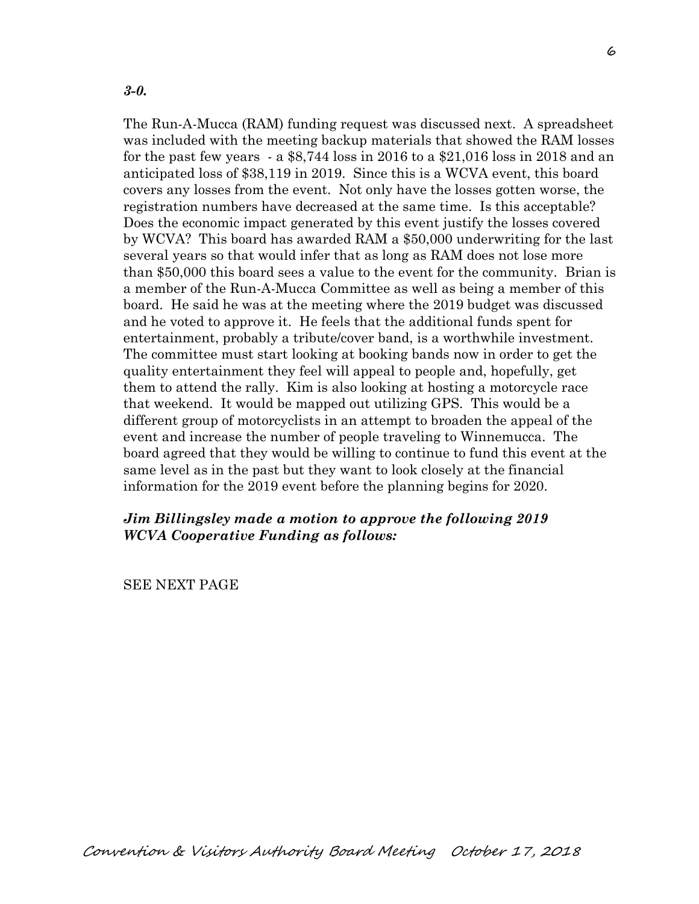***3-0.***

The Run-A-Mucca (RAM) funding request was discussed next. A spreadsheet was included with the meeting backup materials that showed the RAM losses for the past few years - a $8,744 loss in 2016 to a $21,016 loss in 2018 and an anticipated loss of $38,119 in 2019. Since this is a WCVA event, this board covers any losses from the event. Not only have the losses gotten worse, the registration numbers have decreased at the same time. Is this acceptable? Does the economic impact generated by this event justify the losses covered by WCVA? This board has awarded RAM a $50,000 underwriting for the last several years so that would infer that as long as RAM does not lose more than $50,000 this board sees a value to the event for the community. Brian is a member of the Run-A-Mucca Committee as well as being a member of this board. He said he was at the meeting where the 2019 budget was discussed and he voted to approve it. He feels that the additional funds spent for entertainment, probably a tribute/cover band, is a worthwhile investment. The committee must start looking at booking bands now in order to get the quality entertainment they feel will appeal to people and, hopefully, get them to attend the rally. Kim is also looking at hosting a motorcycle race that weekend. It would be mapped out utilizing GPS. This would be a different group of motorcyclists in an attempt to broaden the appeal of the event and increase the number of people traveling to Winnemucca. The board agreed that they would be willing to continue to fund this event at the same level as in the past but they want to look closely at the financial information for the 2019 event before the planning begins for 2020.

***Jim Billingsley made a motion to approve the following 2019 WCVA Cooperative Funding as follows:***

SEE NEXT PAGE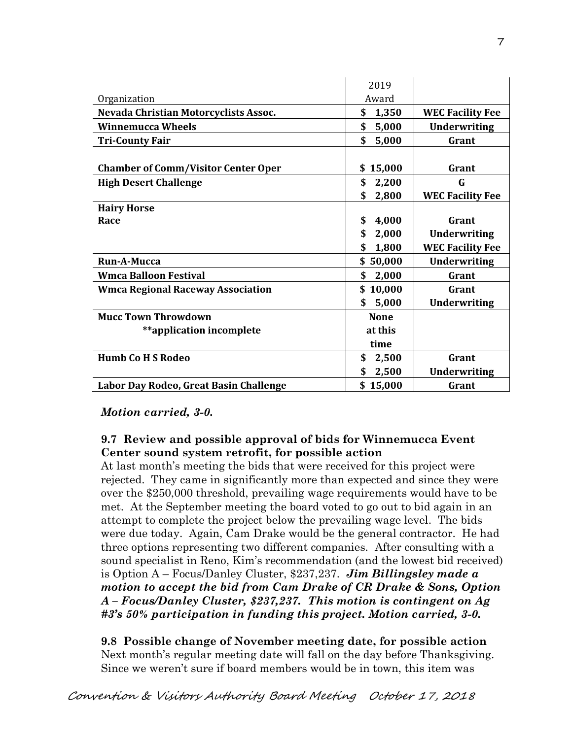| Organization | 2019 Award | |
|---|---|---|
| **Nevada Christian Motorcyclists Assoc.** | **$ 1,350** | **WEC Facility Fee** |
| **Winnemucca Wheels** | **$ 5,000** | **Underwriting** |
| **Tri-County Fair** | **$ 5,000** | **Grant** |
| **Chamber of Comm/Visitor Center Oper** | **$ 15,000** | **Grant** |
| **High Desert Challenge** | **$ 2,200** | **G** |
| | **$ 2,800** | **WEC Facility Fee** |
| **Hairy Horse Race** | **$ 4,000** | **Grant** |
| | **$ 2,000** | **Underwriting** |
| | **$ 1,800** | **WEC Facility Fee** |
| **Run-A-Mucca** | **$ 50,000** | **Underwriting** |
| **Wmca Balloon Festival** | **$ 2,000** | **Grant** |
| **Wmca Regional Raceway Association** | **$ 10,000** | **Grant** |
| | **$ 5,000** | **Underwriting** |
| **Mucc Town Throwdown** **application incomplete** | **None at this time** | |
| **Humb Co H S Rodeo** | **$ 2,500** | **Grant** |
| | **$ 2,500** | **Underwriting** |
| **Labor Day Rodeo, Great Basin Challenge** | **$ 15,000** | **Grant** |

***Motion carried, 3-0.***

**9.7 Review and possible approval of bids for Winnemucca Event Center sound system retrofit, for possible action**

At last month's meeting the bids that were received for this project were rejected. They came in significantly more than expected and since they were over the $250,000 threshold, prevailing wage requirements would have to be met. At the September meeting the board voted to go out to bid again in an attempt to complete the project below the prevailing wage level. The bids were due today. Again, Cam Drake would be the general contractor. He had three options representing two different companies. After consulting with a sound specialist in Reno, Kim's recommendation (and the lowest bid received) is Option A – Focus/Danley Cluster, $237,237. ***Jim Billingsley made a motion to accept the bid from Cam Drake of CR Drake & Sons, Option A – Focus/Danley Cluster, $237,237. This motion is contingent on Ag #3's 50% participation in funding this project. Motion carried, 3-0.***

**9.8 Possible change of November meeting date, for possible action**

Next month's regular meeting date will fall on the day before Thanksgiving. Since we weren't sure if board members would be in town, this item was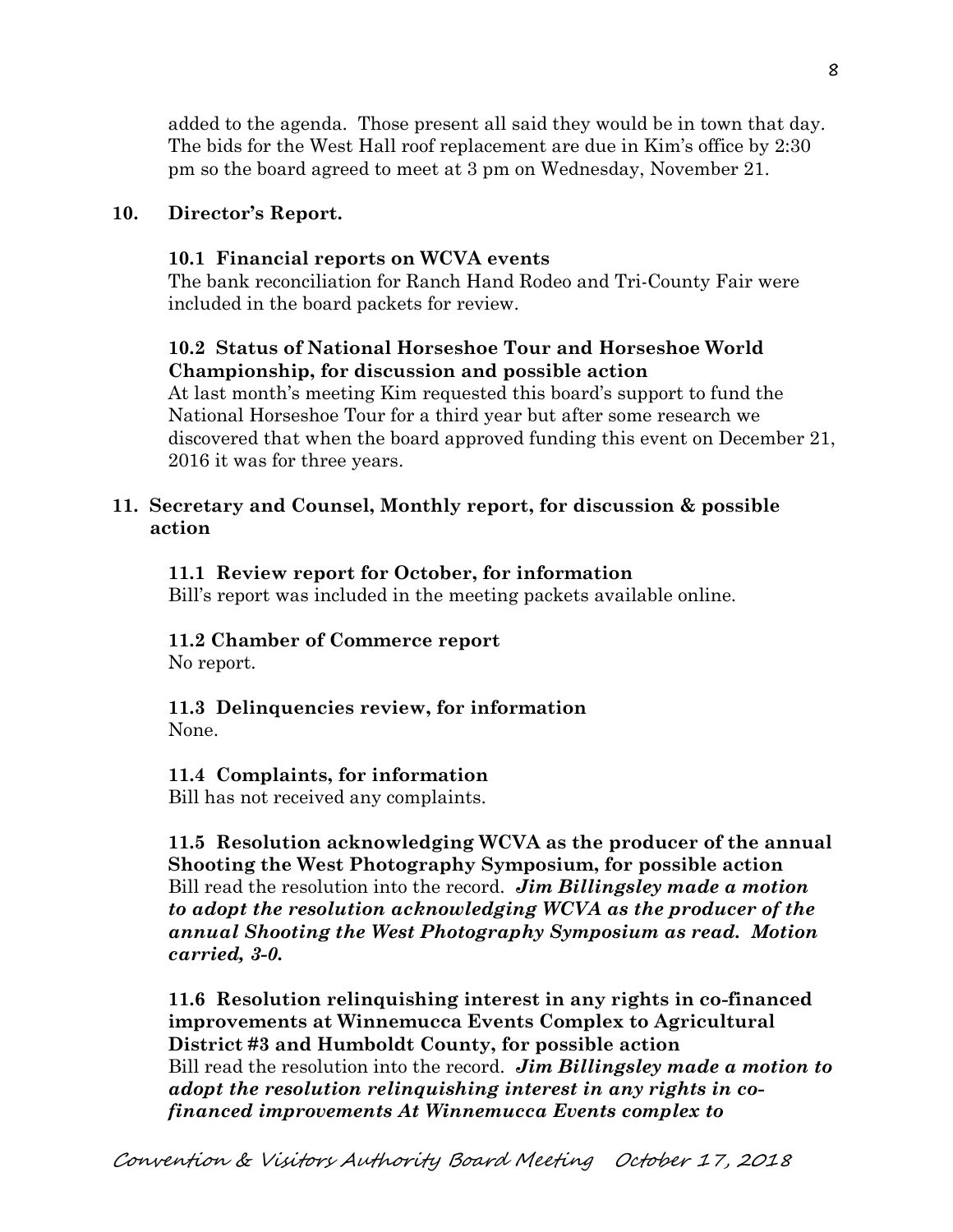added to the agenda. Those present all said they would be in town that day. The bids for the West Hall roof replacement are due in Kim's office by 2:30 pm so the board agreed to meet at 3 pm on Wednesday, November 21.

**10. Director's Report.**

**10.1 Financial reports on WCVA events**

The bank reconciliation for Ranch Hand Rodeo and Tri-County Fair were included in the board packets for review.

**10.2 Status of National Horseshoe Tour and Horseshoe World Championship, for discussion and possible action**

At last month's meeting Kim requested this board's support to fund the National Horseshoe Tour for a third year but after some research we discovered that when the board approved funding this event on December 21, 2016 it was for three years.

**11. Secretary and Counsel, Monthly report, for discussion & possible action**

**11.1 Review report for October, for information**

Bill's report was included in the meeting packets available online.

**11.2 Chamber of Commerce report**

No report.

**11.3 Delinquencies review, for information**

None.

**11.4 Complaints, for information**

Bill has not received any complaints.

**11.5 Resolution acknowledging WCVA as the producer of the annual Shooting the West Photography Symposium, for possible action**

Bill read the resolution into the record. ***Jim Billingsley made a motion to adopt the resolution acknowledging WCVA as the producer of the annual Shooting the West Photography Symposium as read. Motion carried, 3-0.***

**11.6 Resolution relinquishing interest in any rights in co-financed improvements at Winnemucca Events Complex to Agricultural District #3 and Humboldt County, for possible action**

Bill read the resolution into the record. ***Jim Billingsley made a motion to adopt the resolution relinquishing interest in any rights in co-financed improvements At Winnemucca Events complex to***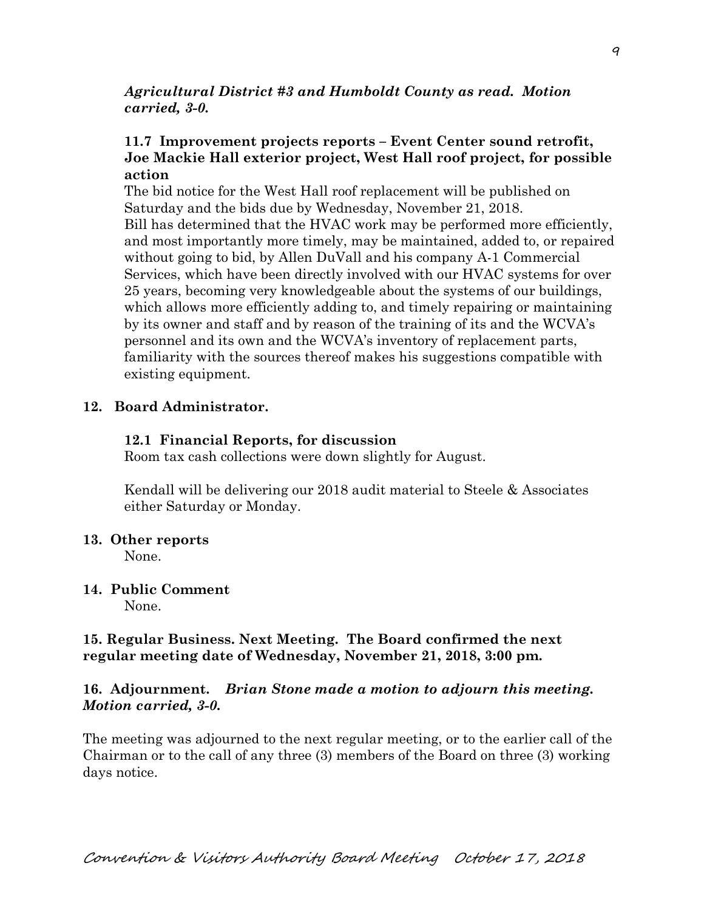***Agricultural District #3 and Humboldt County as read. Motion carried, 3-0.***

### 11.7 Improvement projects reports – Event Center sound retrofit, Joe Mackie Hall exterior project, West Hall roof project, for possible action

The bid notice for the West Hall roof replacement will be published on Saturday and the bids due by Wednesday, November 21, 2018.

Bill has determined that the HVAC work may be performed more efficiently, and most importantly more timely, may be maintained, added to, or repaired without going to bid, by Allen DuVall and his company A-1 Commercial Services, which have been directly involved with our HVAC systems for over 25 years, becoming very knowledgeable about the systems of our buildings, which allows more efficiently adding to, and timely repairing or maintaining by its owner and staff and by reason of the training of its and the WCVA's personnel and its own and the WCVA's inventory of replacement parts, familiarity with the sources thereof makes his suggestions compatible with existing equipment.

## 12. Board Administrator.

### 12.1 Financial Reports, for discussion

Room tax cash collections were down slightly for August.

Kendall will be delivering our 2018 audit material to Steele & Associates either Saturday or Monday.

## 13. Other reports

None.

## 14. Public Comment

None.

## 15. Regular Business. Next Meeting. The Board confirmed the next regular meeting date of Wednesday, November 21, 2018, 3:00 pm.

## 16. Adjournment. *Brian Stone made a motion to adjourn this meeting. Motion carried, 3-0.*

The meeting was adjourned to the next regular meeting, or to the earlier call of the Chairman or to the call of any three (3) members of the Board on three (3) working days notice.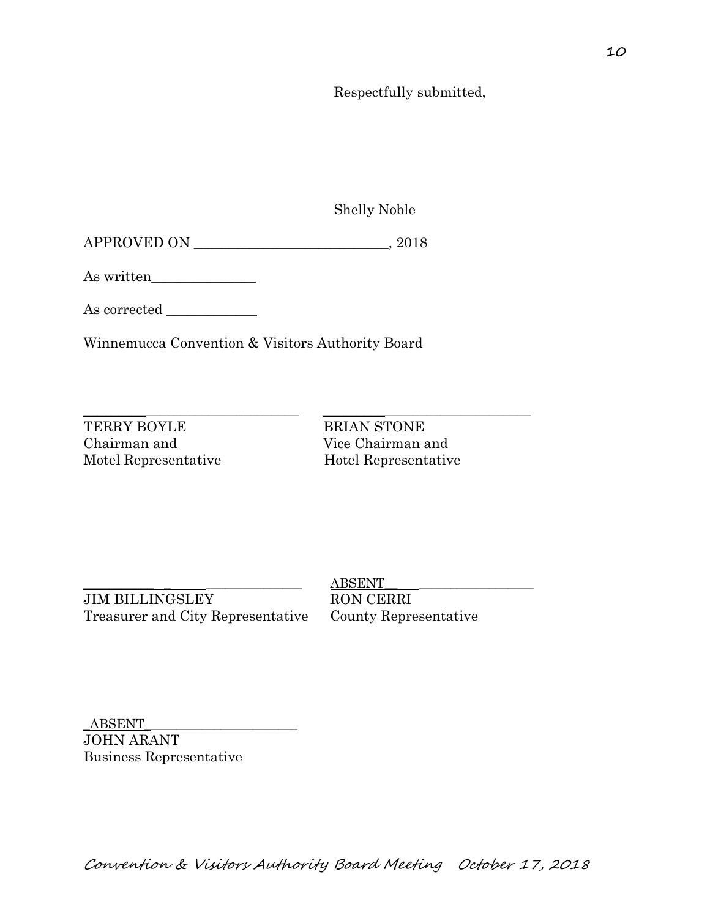Respectfully submitted,

Shelly Noble

APPROVED ON ___________________________, 2018

As written_______________

As corrected _____________

Winnemucca Convention & Visitors Authority Board

______________________________ ______________________________
TERRY BOYLE
Chairman and
Motel Representative

BRIAN STONE
Vice Chairman and
Hotel Representative

______________________________ ABSENT__________________________
JIM BILLINGSLEY
Treasurer and City Representative

RON CERRI
County Representative

_ABSENT_______________________
JOHN ARANT
Business Representative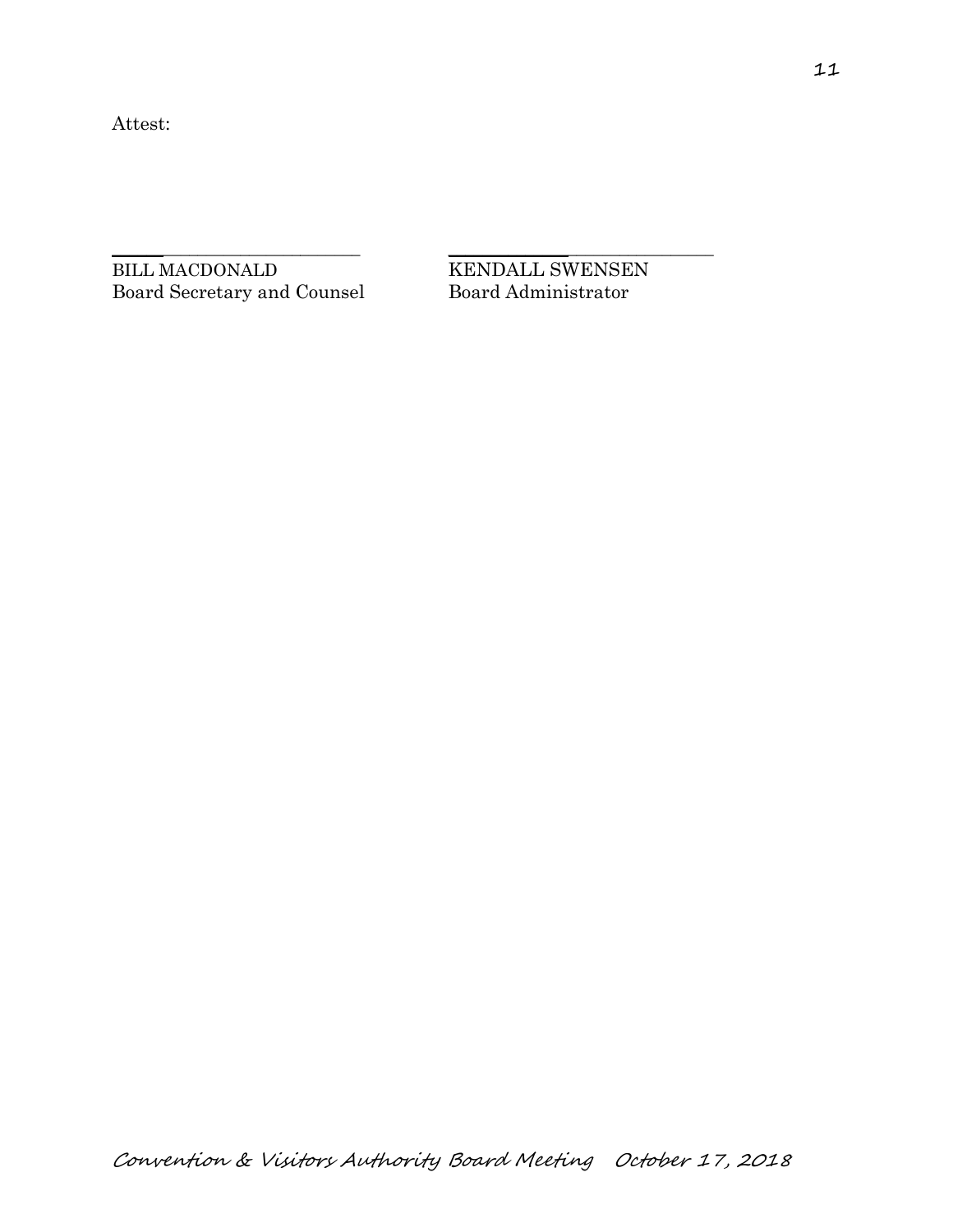Attest:

| | |
|---|---|
| ______________________ | ______________________ |
| BILL MACDONALD | KENDALL SWENSEN |
| Board Secretary and Counsel | Board Administrator |